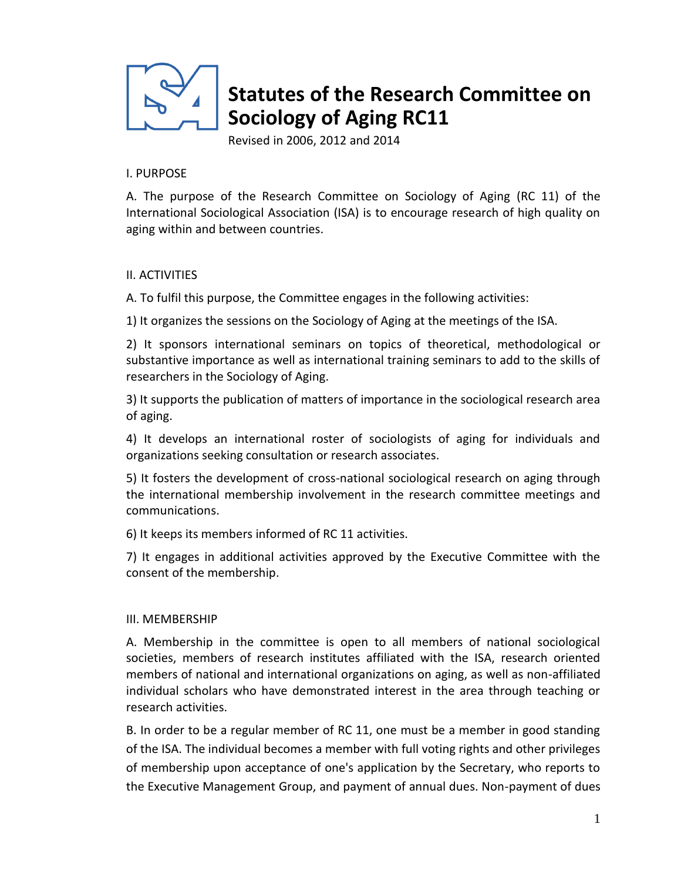# Statutes of the Research Committee on Sociology of Aging RC11

Revised in 2006, 2012 and 2014

## I. PURPOSE

A. The purpose of the Research Committee on Sociology of Aging (RC 11) of the International Sociological Association (ISA) is to encourage research of high quality on aging within and between countries.

## II. ACTIVITIES

A. To fulfil this purpose, the Committee engages in the following activities:

1) It organizes the sessions on the Sociology of Aging at the meetings of the ISA.

2) It sponsors international seminars on topics of theoretical, methodological or substantive importance as well as international training seminars to add to the skills of researchers in the Sociology of Aging.

3) It supports the publication of matters of importance in the sociological research area of aging.

4) It develops an international roster of sociologists of aging for individuals and organizations seeking consultation or research associates.

5) It fosters the development of cross-national sociological research on aging through the international membership involvement in the research committee meetings and communications.

6) It keeps its members informed of RC 11 activities.

7) It engages in additional activities approved by the Executive Committee with the consent of the membership.

## III. MEMBERSHIP

A. Membership in the committee is open to all members of national sociological societies, members of research institutes affiliated with the ISA, research oriented members of national and international organizations on aging, as well as non-affiliated individual scholars who have demonstrated interest in the area through teaching or research activities.

B. In order to be a regular member of RC 11, one must be a member in good standing of the ISA. The individual becomes a member with full voting rights and other privileges of membership upon acceptance of one's application by the Secretary, who reports to the Executive Management Group, and payment of annual dues. Non-payment of dues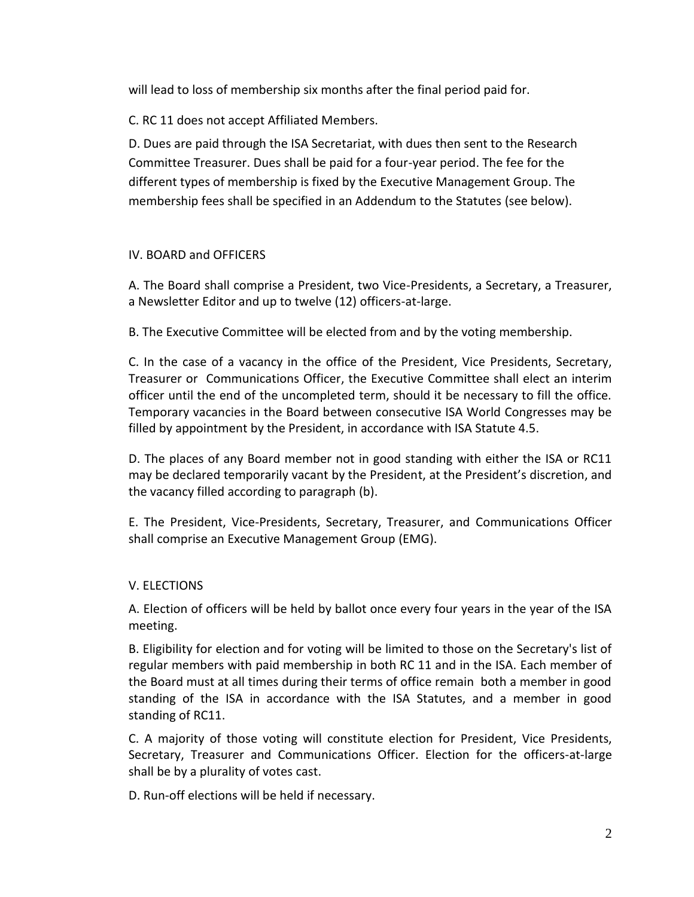will lead to loss of membership six months after the final period paid for.

C. RC 11 does not accept Affiliated Members.

D. Dues are paid through the ISA Secretariat, with dues then sent to the Research Committee Treasurer. Dues shall be paid for a four-year period. The fee for the different types of membership is fixed by the Executive Management Group. The membership fees shall be specified in an Addendum to the Statutes (see below).

## IV. BOARD and OFFICERS

A. The Board shall comprise a President, two Vice-Presidents, a Secretary, a Treasurer, a Newsletter Editor and up to twelve (12) officers-at-large.

B. The Executive Committee will be elected from and by the voting membership.

C. In the case of a vacancy in the office of the President, Vice Presidents, Secretary, Treasurer or Communications Officer, the Executive Committee shall elect an interim officer until the end of the uncompleted term, should it be necessary to fill the office. Temporary vacancies in the Board between consecutive ISA World Congresses may be filled by appointment by the President, in accordance with ISA Statute 4.5.

D. The places of any Board member not in good standing with either the ISA or RC11 may be declared temporarily vacant by the President, at the President's discretion, and the vacancy filled according to paragraph (b).

E. The President, Vice-Presidents, Secretary, Treasurer, and Communications Officer shall comprise an Executive Management Group (EMG).

## V. ELECTIONS

A. Election of officers will be held by ballot once every four years in the year of the ISA meeting.

B. Eligibility for election and for voting will be limited to those on the Secretary's list of regular members with paid membership in both RC 11 and in the ISA. Each member of the Board must at all times during their terms of office remain both a member in good standing of the ISA in accordance with the ISA Statutes, and a member in good standing of RC11.

C. A majority of those voting will constitute election for President, Vice Presidents, Secretary, Treasurer and Communications Officer. Election for the officers-at-large shall be by a plurality of votes cast.

D. Run-off elections will be held if necessary.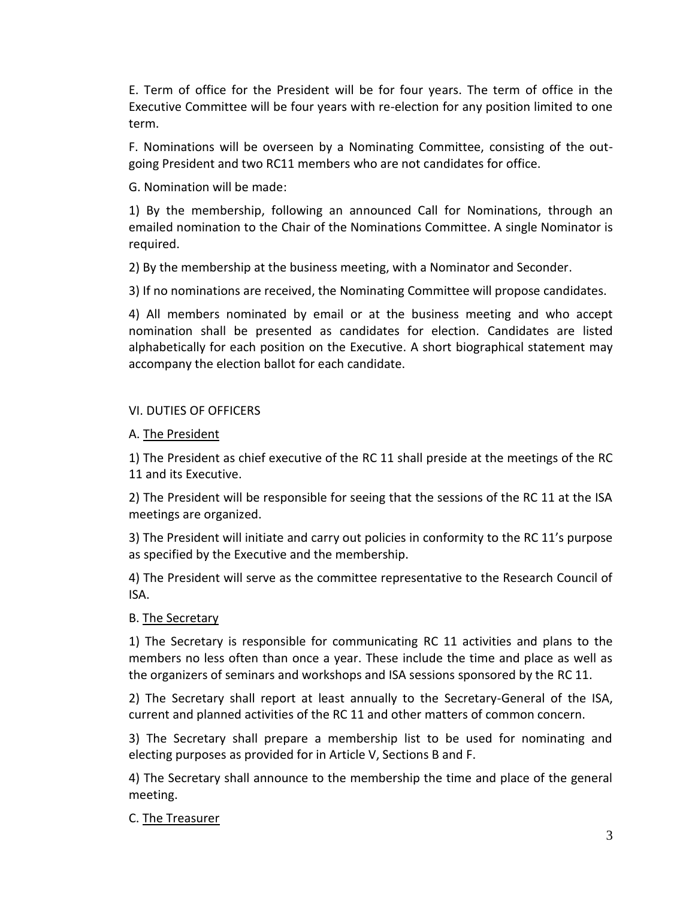E. Term of office for the President will be for four years. The term of office in the Executive Committee will be four years with re-election for any position limited to one term.

F. Nominations will be overseen by a Nominating Committee, consisting of the out-going President and two RC11 members who are not candidates for office.

G. Nomination will be made:

1) By the membership, following an announced Call for Nominations, through an emailed nomination to the Chair of the Nominations Committee. A single Nominator is required.

2) By the membership at the business meeting, with a Nominator and Seconder.

3) If no nominations are received, the Nominating Committee will propose candidates.

4) All members nominated by email or at the business meeting and who accept nomination shall be presented as candidates for election. Candidates are listed alphabetically for each position on the Executive. A short biographical statement may accompany the election ballot for each candidate.

## VI. DUTIES OF OFFICERS

### A. The President

1) The President as chief executive of the RC 11 shall preside at the meetings of the RC 11 and its Executive.

2) The President will be responsible for seeing that the sessions of the RC 11 at the ISA meetings are organized.

3) The President will initiate and carry out policies in conformity to the RC 11's purpose as specified by the Executive and the membership.

4) The President will serve as the committee representative to the Research Council of ISA.

### B. The Secretary

1) The Secretary is responsible for communicating RC 11 activities and plans to the members no less often than once a year. These include the time and place as well as the organizers of seminars and workshops and ISA sessions sponsored by the RC 11.

2) The Secretary shall report at least annually to the Secretary-General of the ISA, current and planned activities of the RC 11 and other matters of common concern.

3) The Secretary shall prepare a membership list to be used for nominating and electing purposes as provided for in Article V, Sections B and F.

4) The Secretary shall announce to the membership the time and place of the general meeting.

### C. The Treasurer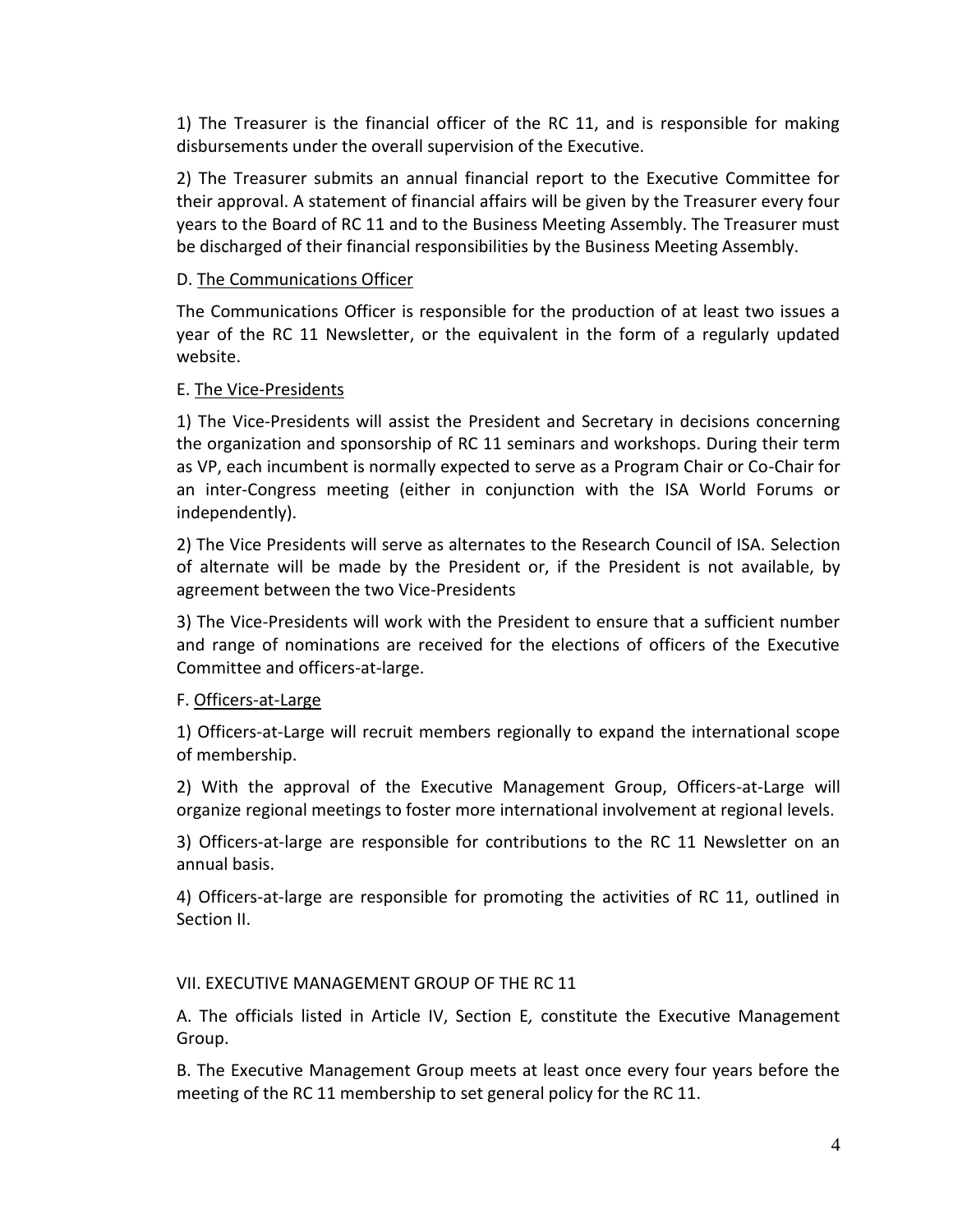1) The Treasurer is the financial officer of the RC 11, and is responsible for making disbursements under the overall supervision of the Executive.

2) The Treasurer submits an annual financial report to the Executive Committee for their approval. A statement of financial affairs will be given by the Treasurer every four years to the Board of RC 11 and to the Business Meeting Assembly. The Treasurer must be discharged of their financial responsibilities by the Business Meeting Assembly.

D. <u>The Communications Officer</u>

The Communications Officer is responsible for the production of at least two issues a year of the RC 11 Newsletter, or the equivalent in the form of a regularly updated website.

E. <u>The Vice-Presidents</u>

1) The Vice-Presidents will assist the President and Secretary in decisions concerning the organization and sponsorship of RC 11 seminars and workshops. During their term as VP, each incumbent is normally expected to serve as a Program Chair or Co-Chair for an inter-Congress meeting (either in conjunction with the ISA World Forums or independently).

2) The Vice Presidents will serve as alternates to the Research Council of ISA. Selection of alternate will be made by the President or, if the President is not available, by agreement between the two Vice-Presidents

3) The Vice-Presidents will work with the President to ensure that a sufficient number and range of nominations are received for the elections of officers of the Executive Committee and officers-at-large.

F. <u>Officers-at-Large</u>

1) Officers-at-Large will recruit members regionally to expand the international scope of membership.

2) With the approval of the Executive Management Group, Officers-at-Large will organize regional meetings to foster more international involvement at regional levels.

3) Officers-at-large are responsible for contributions to the RC 11 Newsletter on an annual basis.

4) Officers-at-large are responsible for promoting the activities of RC 11, outlined in Section II.

## VII. EXECUTIVE MANAGEMENT GROUP OF THE RC 11

A. The officials listed in Article IV, Section E*,* constitute the Executive Management Group.

B. The Executive Management Group meets at least once every four years before the meeting of the RC 11 membership to set general policy for the RC 11.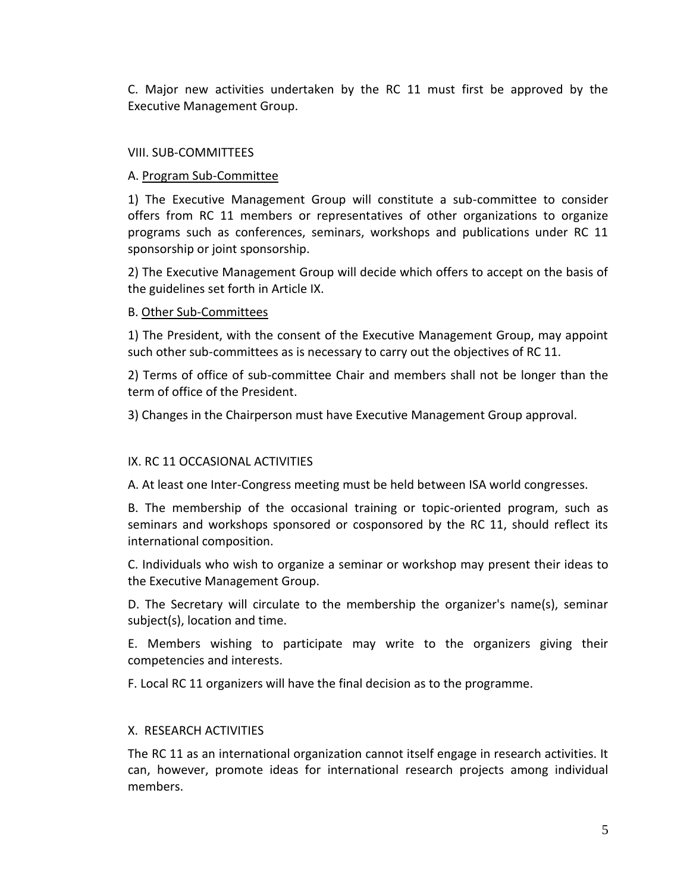C. Major new activities undertaken by the RC 11 must first be approved by the Executive Management Group.

## VIII. SUB-COMMITTEES

### A. Program Sub-Committee

1) The Executive Management Group will constitute a sub-committee to consider offers from RC 11 members or representatives of other organizations to organize programs such as conferences, seminars, workshops and publications under RC 11 sponsorship or joint sponsorship.

2) The Executive Management Group will decide which offers to accept on the basis of the guidelines set forth in Article IX.

### B. Other Sub-Committees

1) The President, with the consent of the Executive Management Group, may appoint such other sub-committees as is necessary to carry out the objectives of RC 11.

2) Terms of office of sub-committee Chair and members shall not be longer than the term of office of the President.

3) Changes in the Chairperson must have Executive Management Group approval.

## IX. RC 11 OCCASIONAL ACTIVITIES

A. At least one Inter-Congress meeting must be held between ISA world congresses.

B. The membership of the occasional training or topic-oriented program, such as seminars and workshops sponsored or cosponsored by the RC 11, should reflect its international composition.

C. Individuals who wish to organize a seminar or workshop may present their ideas to the Executive Management Group.

D. The Secretary will circulate to the membership the organizer's name(s), seminar subject(s), location and time.

E. Members wishing to participate may write to the organizers giving their competencies and interests.

F. Local RC 11 organizers will have the final decision as to the programme.

## X. RESEARCH ACTIVITIES

The RC 11 as an international organization cannot itself engage in research activities. It can, however, promote ideas for international research projects among individual members.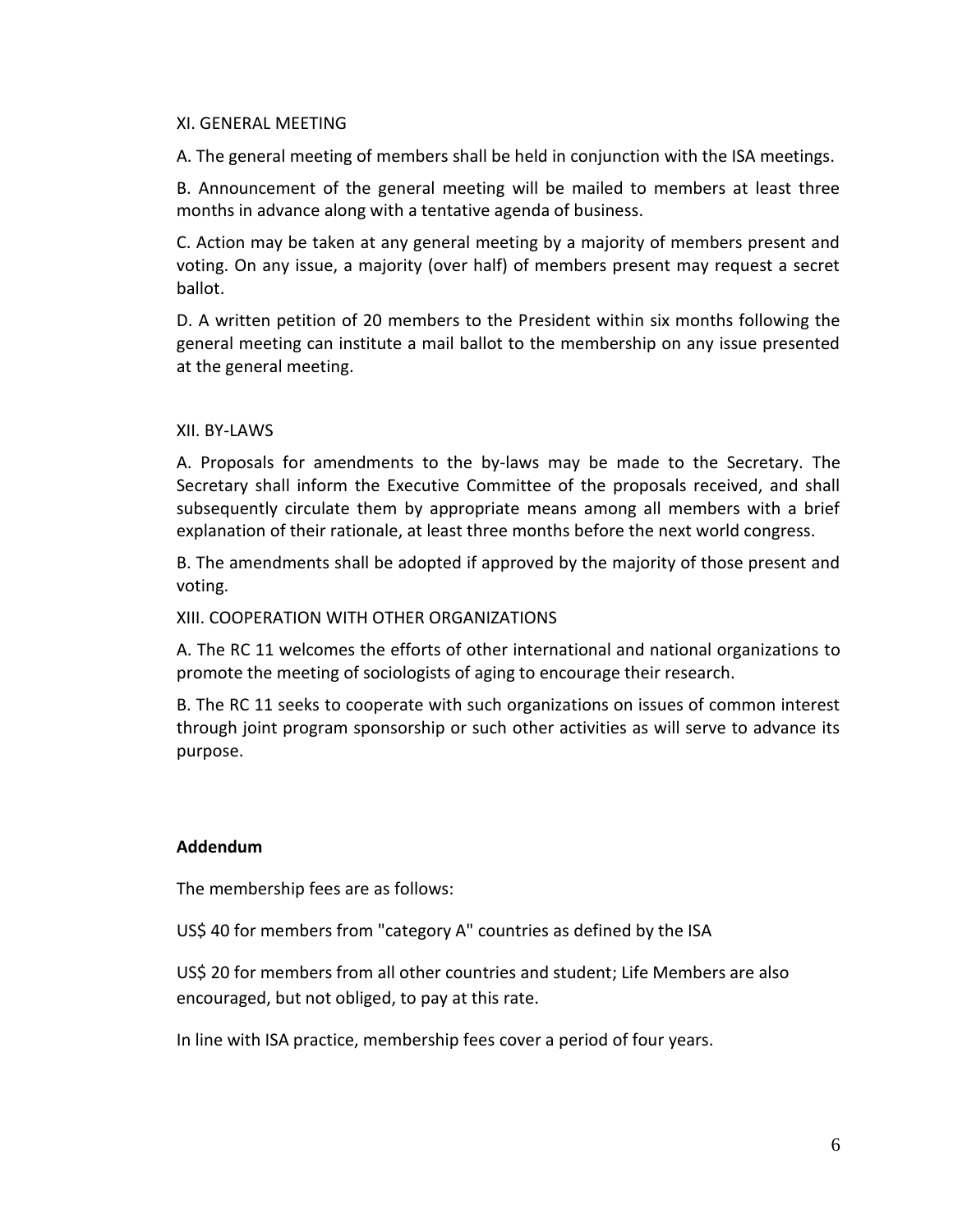## XI. GENERAL MEETING

A. The general meeting of members shall be held in conjunction with the ISA meetings.

B. Announcement of the general meeting will be mailed to members at least three months in advance along with a tentative agenda of business.

C. Action may be taken at any general meeting by a majority of members present and voting. On any issue, a majority (over half) of members present may request a secret ballot.

D. A written petition of 20 members to the President within six months following the general meeting can institute a mail ballot to the membership on any issue presented at the general meeting.

## XII. BY-LAWS

A. Proposals for amendments to the by-laws may be made to the Secretary. The Secretary shall inform the Executive Committee of the proposals received, and shall subsequently circulate them by appropriate means among all members with a brief explanation of their rationale, at least three months before the next world congress.

B. The amendments shall be adopted if approved by the majority of those present and voting.

## XIII. COOPERATION WITH OTHER ORGANIZATIONS

A. The RC 11 welcomes the efforts of other international and national organizations to promote the meeting of sociologists of aging to encourage their research.

B. The RC 11 seeks to cooperate with such organizations on issues of common interest through joint program sponsorship or such other activities as will serve to advance its purpose.

**Addendum**

The membership fees are as follows:

US$ 40 for members from "category A" countries as defined by the ISA

US$ 20 for members from all other countries and student; Life Members are also encouraged, but not obliged, to pay at this rate.

In line with ISA practice, membership fees cover a period of four years.